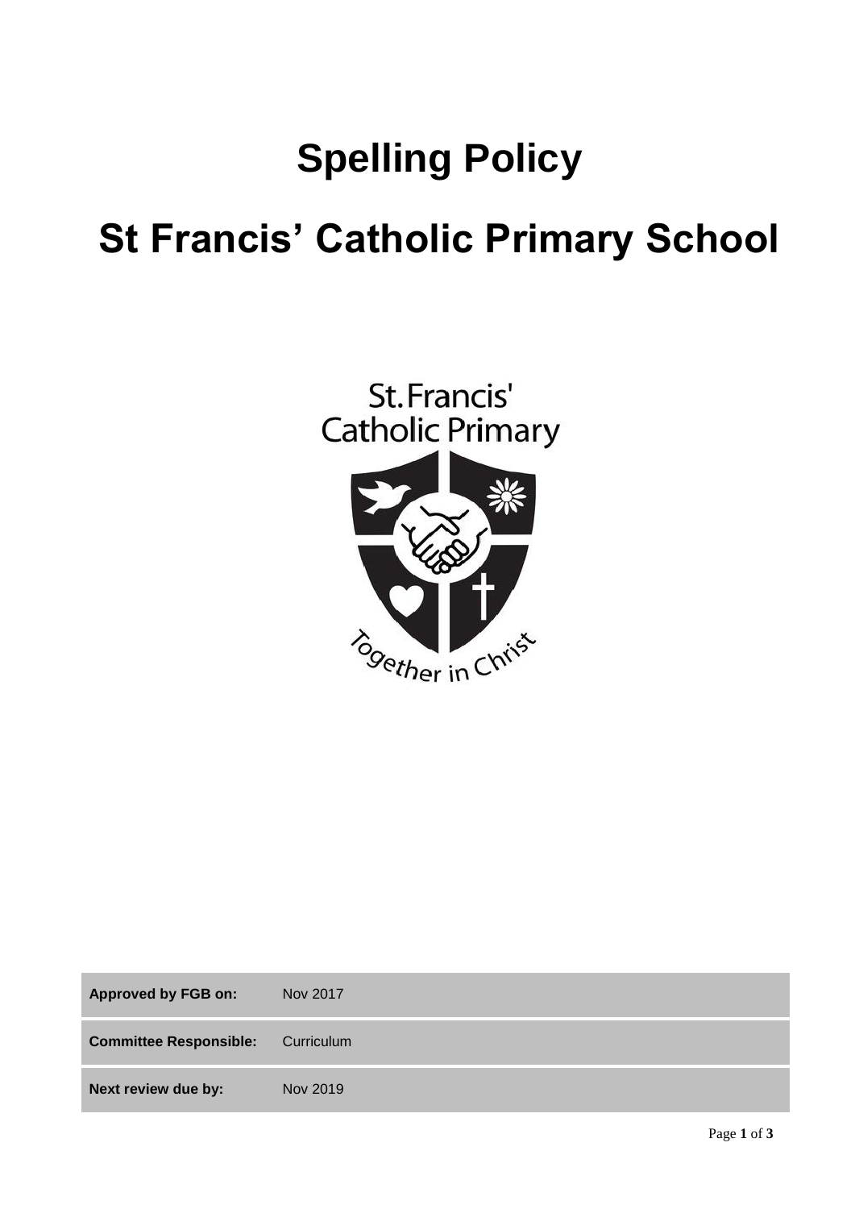# Spelling Policy

# St Francis' Catholic Primary School

St. Francis' Catholic Primary

Together in Christ

| **Approved by FGB on:** | Nov 2017 |
| --- | --- |
| **Committee Responsible:** | Curriculum |
| **Next review due by:** | Nov 2019 |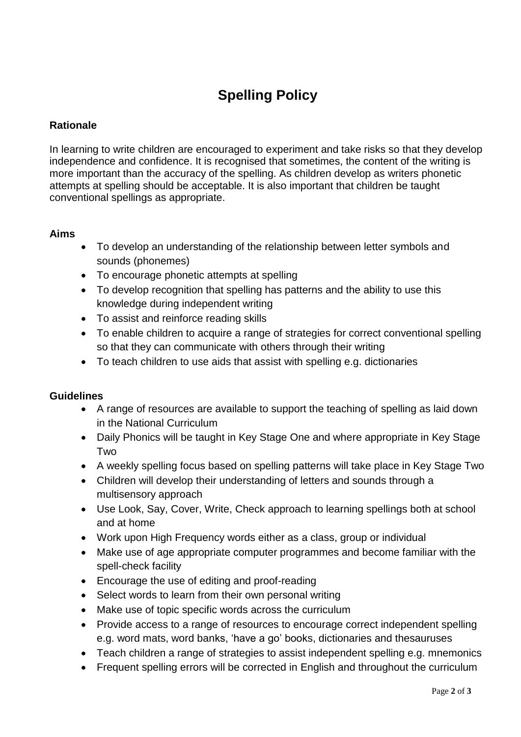# Spelling Policy

### Rationale

In learning to write children are encouraged to experiment and take risks so that they develop independence and confidence. It is recognised that sometimes, the content of the writing is more important than the accuracy of the spelling. As children develop as writers phonetic attempts at spelling should be acceptable. It is also important that children be taught conventional spellings as appropriate.

### Aims

- To develop an understanding of the relationship between letter symbols and sounds (phonemes)
- To encourage phonetic attempts at spelling
- To develop recognition that spelling has patterns and the ability to use this knowledge during independent writing
- To assist and reinforce reading skills
- To enable children to acquire a range of strategies for correct conventional spelling so that they can communicate with others through their writing
- To teach children to use aids that assist with spelling e.g. dictionaries

### Guidelines

- A range of resources are available to support the teaching of spelling as laid down in the National Curriculum
- Daily Phonics will be taught in Key Stage One and where appropriate in Key Stage Two
- A weekly spelling focus based on spelling patterns will take place in Key Stage Two
- Children will develop their understanding of letters and sounds through a multisensory approach
- Use Look, Say, Cover, Write, Check approach to learning spellings both at school and at home
- Work upon High Frequency words either as a class, group or individual
- Make use of age appropriate computer programmes and become familiar with the spell-check facility
- Encourage the use of editing and proof-reading
- Select words to learn from their own personal writing
- Make use of topic specific words across the curriculum
- Provide access to a range of resources to encourage correct independent spelling e.g. word mats, word banks, 'have a go' books, dictionaries and thesauruses
- Teach children a range of strategies to assist independent spelling e.g. mnemonics
- Frequent spelling errors will be corrected in English and throughout the curriculum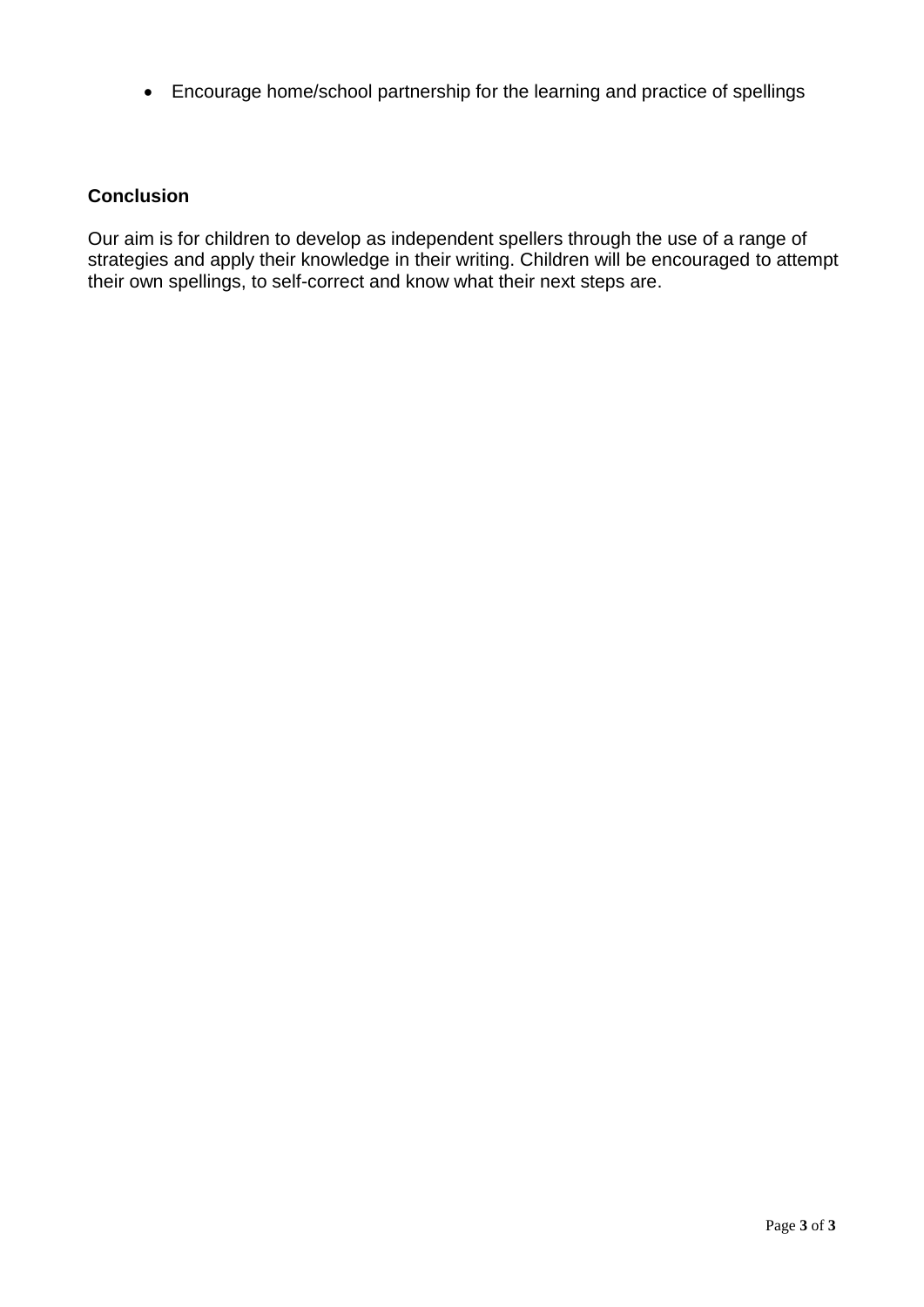- Encourage home/school partnership for the learning and practice of spellings

## Conclusion

Our aim is for children to develop as independent spellers through the use of a range of strategies and apply their knowledge in their writing. Children will be encouraged to attempt their own spellings, to self-correct and know what their next steps are.